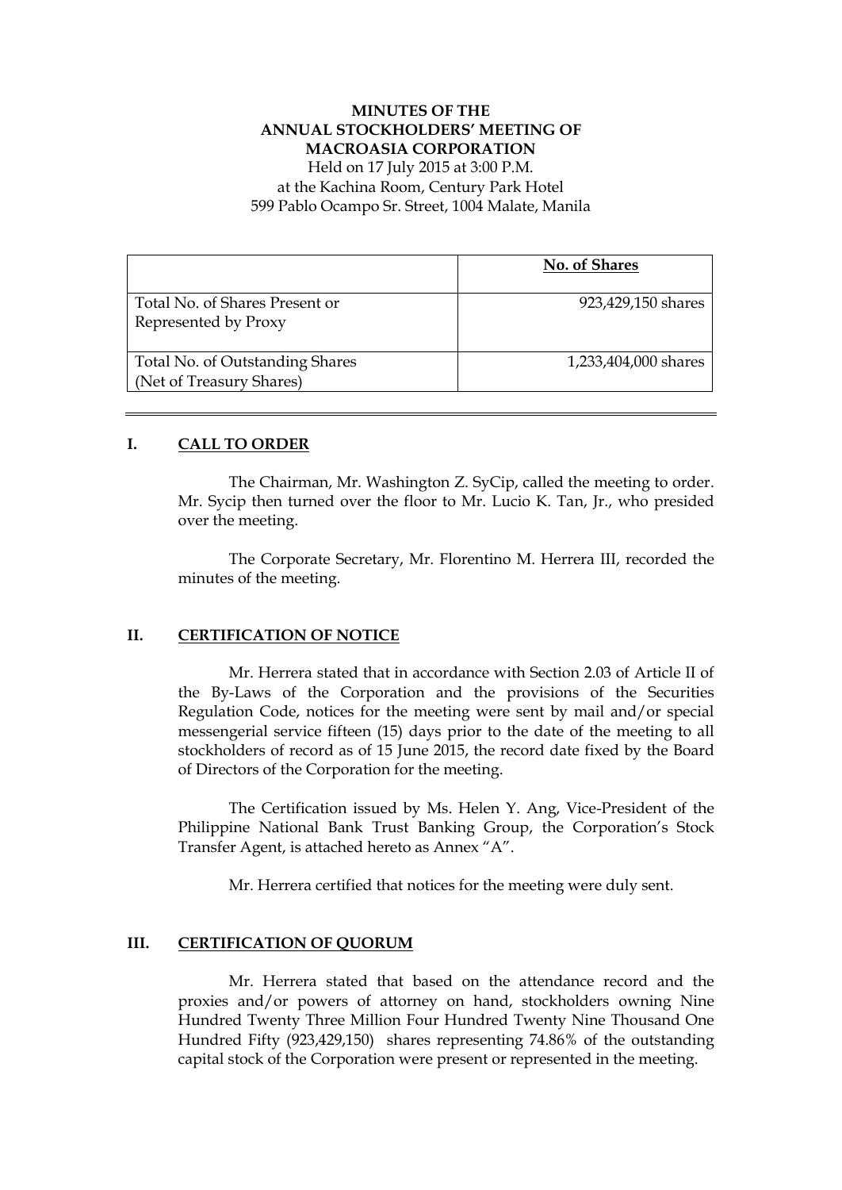**MINUTES OF THE ANNUAL STOCKHOLDERS' MEETING OF MACROASIA CORPORATION**

Held on 17 July 2015 at 3:00 P.M.
at the Kachina Room, Century Park Hotel
599 Pablo Ocampo Sr. Street, 1004 Malate, Manila

| | No. of Shares |
|---|---|
| Total No. of Shares Present or Represented by Proxy | 923,429,150 shares |
| Total No. of Outstanding Shares (Net of Treasury Shares) | 1,233,404,000 shares |

---

## I. CALL TO ORDER

The Chairman, Mr. Washington Z. SyCip, called the meeting to order. Mr. Sycip then turned over the floor to Mr. Lucio K. Tan, Jr., who presided over the meeting.

The Corporate Secretary, Mr. Florentino M. Herrera III, recorded the minutes of the meeting.

## II. CERTIFICATION OF NOTICE

Mr. Herrera stated that in accordance with Section 2.03 of Article II of the By-Laws of the Corporation and the provisions of the Securities Regulation Code, notices for the meeting were sent by mail and/or special messengerial service fifteen (15) days prior to the date of the meeting to all stockholders of record as of 15 June 2015, the record date fixed by the Board of Directors of the Corporation for the meeting.

The Certification issued by Ms. Helen Y. Ang, Vice-President of the Philippine National Bank Trust Banking Group, the Corporation's Stock Transfer Agent, is attached hereto as Annex "A".

Mr. Herrera certified that notices for the meeting were duly sent.

## III. CERTIFICATION OF QUORUM

Mr. Herrera stated that based on the attendance record and the proxies and/or powers of attorney on hand, stockholders owning Nine Hundred Twenty Three Million Four Hundred Twenty Nine Thousand One Hundred Fifty (923,429,150) shares representing 74.86% of the outstanding capital stock of the Corporation were present or represented in the meeting.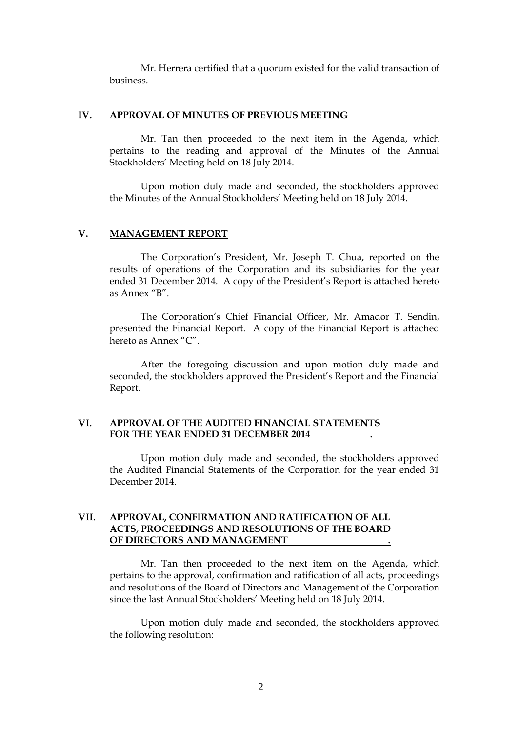Mr. Herrera certified that a quorum existed for the valid transaction of business.

## IV. APPROVAL OF MINUTES OF PREVIOUS MEETING

Mr. Tan then proceeded to the next item in the Agenda, which pertains to the reading and approval of the Minutes of the Annual Stockholders' Meeting held on 18 July 2014.

Upon motion duly made and seconded, the stockholders approved the Minutes of the Annual Stockholders' Meeting held on 18 July 2014.

## V. MANAGEMENT REPORT

The Corporation's President, Mr. Joseph T. Chua, reported on the results of operations of the Corporation and its subsidiaries for the year ended 31 December 2014. A copy of the President's Report is attached hereto as Annex "B".

The Corporation's Chief Financial Officer, Mr. Amador T. Sendin, presented the Financial Report. A copy of the Financial Report is attached hereto as Annex "C".

After the foregoing discussion and upon motion duly made and seconded, the stockholders approved the President's Report and the Financial Report.

## VI. APPROVAL OF THE AUDITED FINANCIAL STATEMENTS FOR THE YEAR ENDED 31 DECEMBER 2014.

Upon motion duly made and seconded, the stockholders approved the Audited Financial Statements of the Corporation for the year ended 31 December 2014.

## VII. APPROVAL, CONFIRMATION AND RATIFICATION OF ALL ACTS, PROCEEDINGS AND RESOLUTIONS OF THE BOARD OF DIRECTORS AND MANAGEMENT.

Mr. Tan then proceeded to the next item on the Agenda, which pertains to the approval, confirmation and ratification of all acts, proceedings and resolutions of the Board of Directors and Management of the Corporation since the last Annual Stockholders' Meeting held on 18 July 2014.

Upon motion duly made and seconded, the stockholders approved the following resolution: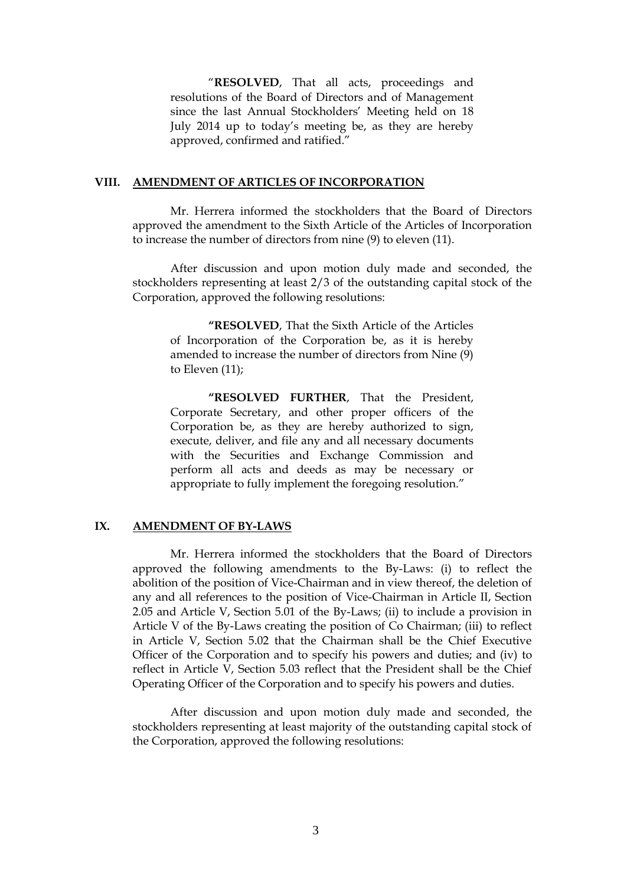> "**RESOLVED**, That all acts, proceedings and resolutions of the Board of Directors and of Management since the last Annual Stockholders' Meeting held on 18 July 2014 up to today's meeting be, as they are hereby approved, confirmed and ratified."

## VIII. AMENDMENT OF ARTICLES OF INCORPORATION

Mr. Herrera informed the stockholders that the Board of Directors approved the amendment to the Sixth Article of the Articles of Incorporation to increase the number of directors from nine (9) to eleven (11).

After discussion and upon motion duly made and seconded, the stockholders representing at least 2/3 of the outstanding capital stock of the Corporation, approved the following resolutions:

> **"RESOLVED**, That the Sixth Article of the Articles of Incorporation of the Corporation be, as it is hereby amended to increase the number of directors from Nine (9) to Eleven (11);
>
> **"RESOLVED FURTHER**, That the President, Corporate Secretary, and other proper officers of the Corporation be, as they are hereby authorized to sign, execute, deliver, and file any and all necessary documents with the Securities and Exchange Commission and perform all acts and deeds as may be necessary or appropriate to fully implement the foregoing resolution."

## IX. AMENDMENT OF BY-LAWS

Mr. Herrera informed the stockholders that the Board of Directors approved the following amendments to the By-Laws: (i) to reflect the abolition of the position of Vice-Chairman and in view thereof, the deletion of any and all references to the position of Vice-Chairman in Article II, Section 2.05 and Article V, Section 5.01 of the By-Laws; (ii) to include a provision in Article V of the By-Laws creating the position of Co Chairman; (iii) to reflect in Article V, Section 5.02 that the Chairman shall be the Chief Executive Officer of the Corporation and to specify his powers and duties; and (iv) to reflect in Article V, Section 5.03 reflect that the President shall be the Chief Operating Officer of the Corporation and to specify his powers and duties.

After discussion and upon motion duly made and seconded, the stockholders representing at least majority of the outstanding capital stock of the Corporation, approved the following resolutions: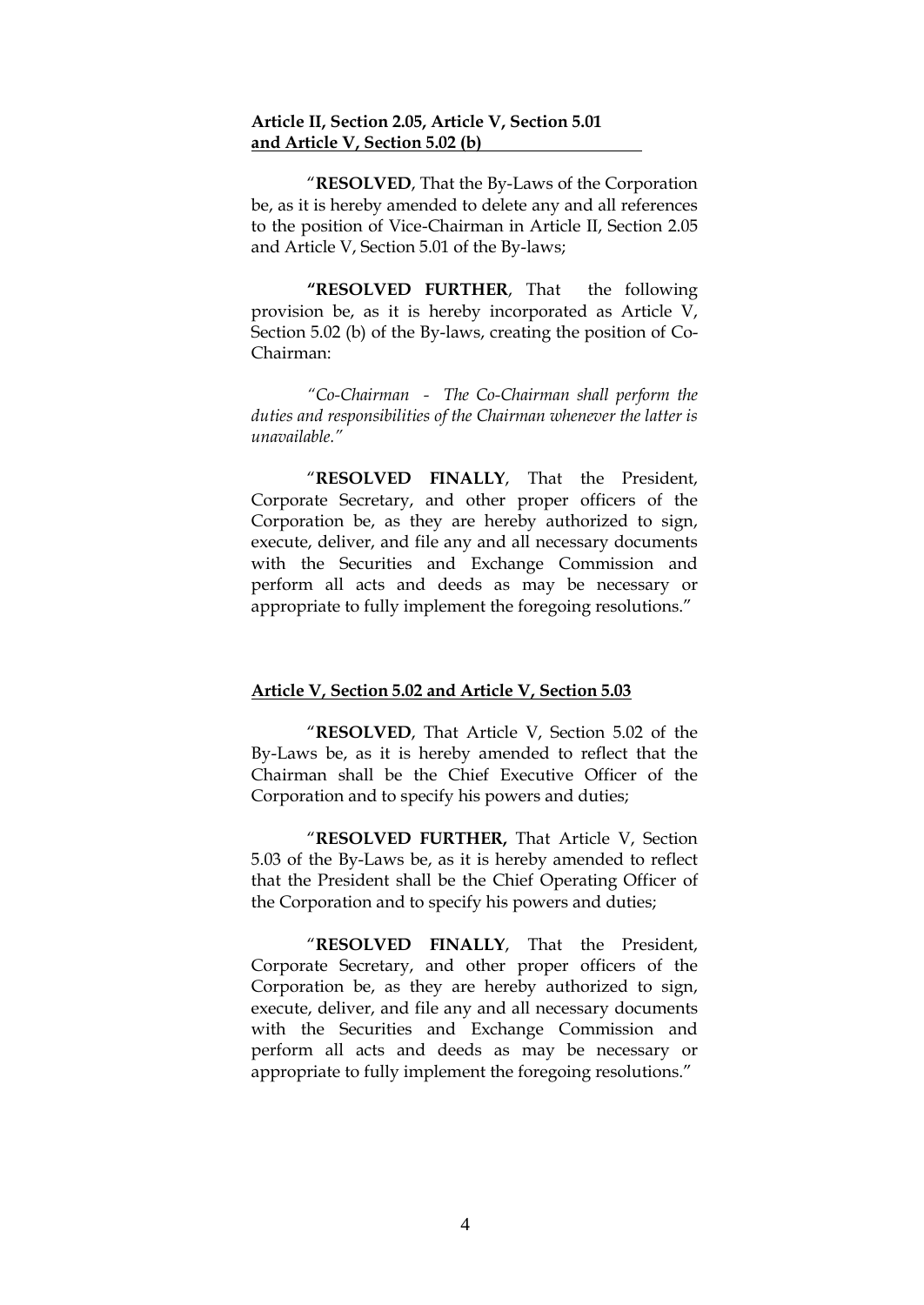**Article II, Section 2.05, Article V, Section 5.01 and Article V, Section 5.02 (b)**

"**RESOLVED**, That the By-Laws of the Corporation be, as it is hereby amended to delete any and all references to the position of Vice-Chairman in Article II, Section 2.05 and Article V, Section 5.01 of the By-laws;

**"RESOLVED FURTHER**, That the following provision be, as it is hereby incorporated as Article V, Section 5.02 (b) of the By-laws, creating the position of Co-Chairman:

*"Co-Chairman - The Co-Chairman shall perform the duties and responsibilities of the Chairman whenever the latter is unavailable."*

"**RESOLVED FINALLY**, That the President, Corporate Secretary, and other proper officers of the Corporation be, as they are hereby authorized to sign, execute, deliver, and file any and all necessary documents with the Securities and Exchange Commission and perform all acts and deeds as may be necessary or appropriate to fully implement the foregoing resolutions."

**Article V, Section 5.02 and Article V, Section 5.03**

"**RESOLVED**, That Article V, Section 5.02 of the By-Laws be, as it is hereby amended to reflect that the Chairman shall be the Chief Executive Officer of the Corporation and to specify his powers and duties;

"**RESOLVED FURTHER,** That Article V, Section 5.03 of the By-Laws be, as it is hereby amended to reflect that the President shall be the Chief Operating Officer of the Corporation and to specify his powers and duties;

"**RESOLVED FINALLY**, That the President, Corporate Secretary, and other proper officers of the Corporation be, as they are hereby authorized to sign, execute, deliver, and file any and all necessary documents with the Securities and Exchange Commission and perform all acts and deeds as may be necessary or appropriate to fully implement the foregoing resolutions."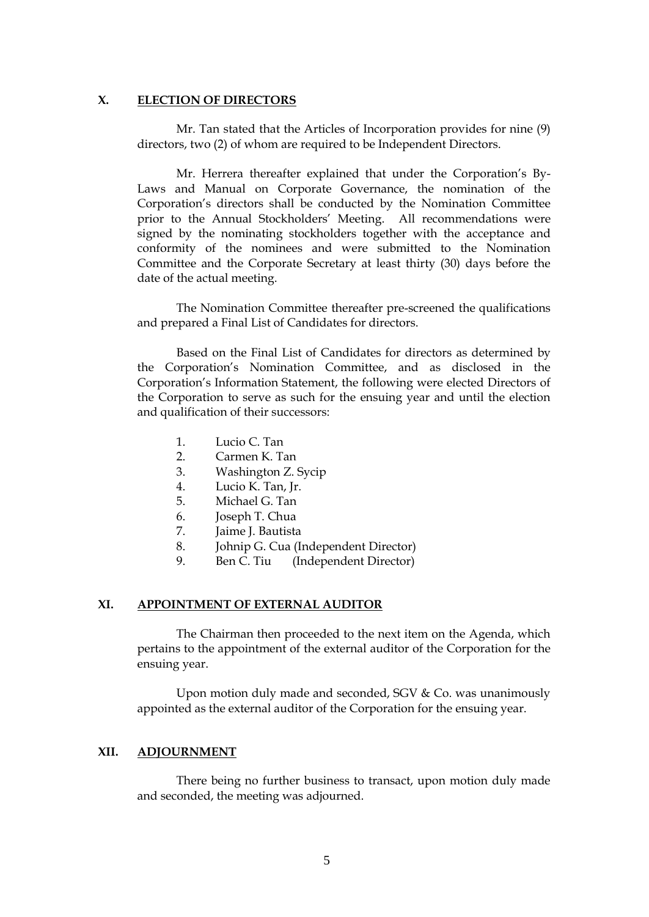## X. ELECTION OF DIRECTORS

Mr. Tan stated that the Articles of Incorporation provides for nine (9) directors, two (2) of whom are required to be Independent Directors.

Mr. Herrera thereafter explained that under the Corporation's By-Laws and Manual on Corporate Governance, the nomination of the Corporation's directors shall be conducted by the Nomination Committee prior to the Annual Stockholders' Meeting. All recommendations were signed by the nominating stockholders together with the acceptance and conformity of the nominees and were submitted to the Nomination Committee and the Corporate Secretary at least thirty (30) days before the date of the actual meeting.

The Nomination Committee thereafter pre-screened the qualifications and prepared a Final List of Candidates for directors.

Based on the Final List of Candidates for directors as determined by the Corporation's Nomination Committee, and as disclosed in the Corporation's Information Statement, the following were elected Directors of the Corporation to serve as such for the ensuing year and until the election and qualification of their successors:

1. Lucio C. Tan
2. Carmen K. Tan
3. Washington Z. Sycip
4. Lucio K. Tan, Jr.
5. Michael G. Tan
6. Joseph T. Chua
7. Jaime J. Bautista
8. Johnip G. Cua (Independent Director)
9. Ben C. Tiu (Independent Director)

## XI. APPOINTMENT OF EXTERNAL AUDITOR

The Chairman then proceeded to the next item on the Agenda, which pertains to the appointment of the external auditor of the Corporation for the ensuing year.

Upon motion duly made and seconded, SGV & Co. was unanimously appointed as the external auditor of the Corporation for the ensuing year.

## XII. ADJOURNMENT

There being no further business to transact, upon motion duly made and seconded, the meeting was adjourned.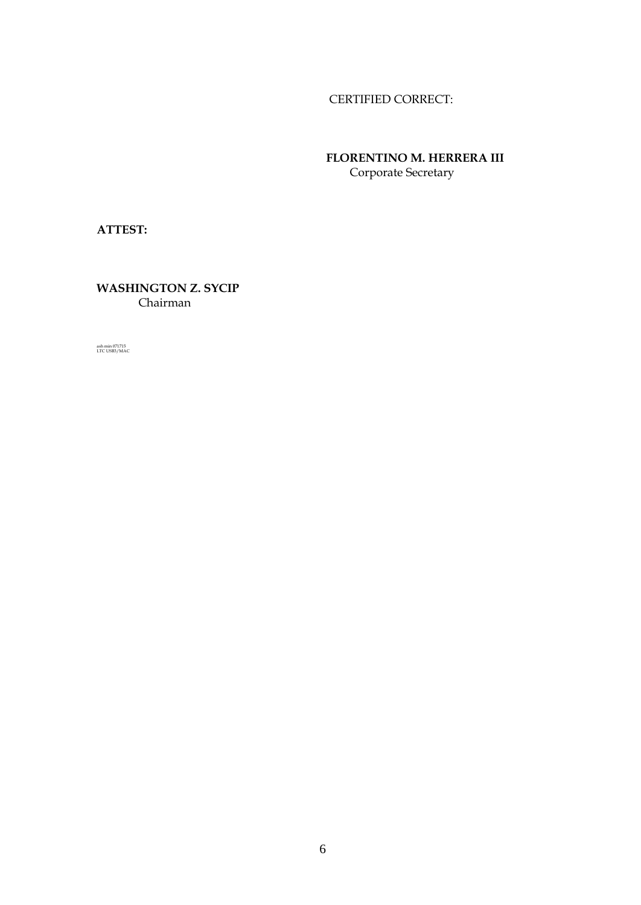CERTIFIED CORRECT:

**FLORENTINO M. HERRERA III**
Corporate Secretary

**ATTEST:**

**WASHINGTON Z. SYCIP**
Chairman

ash min 071715
LTC USB3/MAC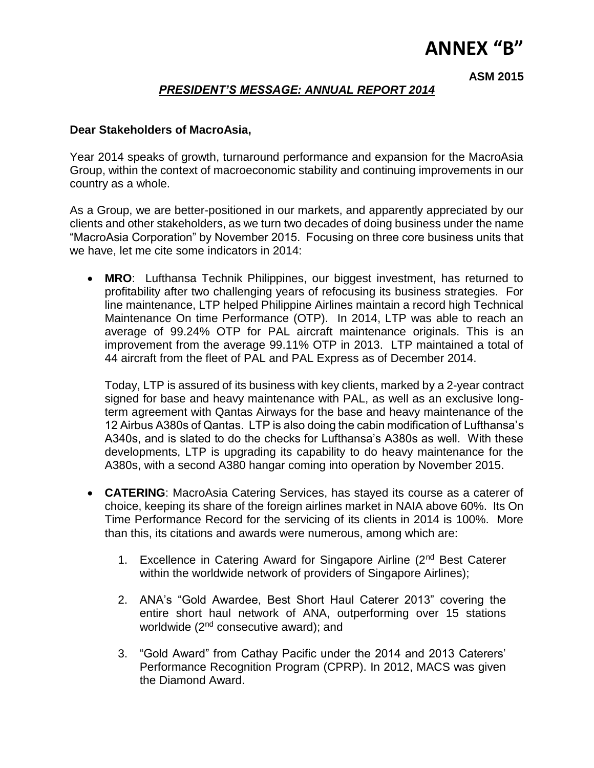# ANNEX "B"

**ASM 2015**

***PRESIDENT'S MESSAGE: ANNUAL REPORT 2014***

**Dear Stakeholders of MacroAsia,**

Year 2014 speaks of growth, turnaround performance and expansion for the MacroAsia Group, within the context of macroeconomic stability and continuing improvements in our country as a whole.

As a Group, we are better-positioned in our markets, and apparently appreciated by our clients and other stakeholders, as we turn two decades of doing business under the name "MacroAsia Corporation" by November 2015. Focusing on three core business units that we have, let me cite some indicators in 2014:

- **MRO**: Lufthansa Technik Philippines, our biggest investment, has returned to profitability after two challenging years of refocusing its business strategies. For line maintenance, LTP helped Philippine Airlines maintain a record high Technical Maintenance On time Performance (OTP). In 2014, LTP was able to reach an average of 99.24% OTP for PAL aircraft maintenance originals. This is an improvement from the average 99.11% OTP in 2013. LTP maintained a total of 44 aircraft from the fleet of PAL and PAL Express as of December 2014.

  Today, LTP is assured of its business with key clients, marked by a 2-year contract signed for base and heavy maintenance with PAL, as well as an exclusive long-term agreement with Qantas Airways for the base and heavy maintenance of the 12 Airbus A380s of Qantas. LTP is also doing the cabin modification of Lufthansa's A340s, and is slated to do the checks for Lufthansa's A380s as well. With these developments, LTP is upgrading its capability to do heavy maintenance for the A380s, with a second A380 hangar coming into operation by November 2015.

- **CATERING**: MacroAsia Catering Services, has stayed its course as a caterer of choice, keeping its share of the foreign airlines market in NAIA above 60%. Its On Time Performance Record for the servicing of its clients in 2014 is 100%. More than this, its citations and awards were numerous, among which are:

  1. Excellence in Catering Award for Singapore Airline (2nd Best Caterer within the worldwide network of providers of Singapore Airlines);

  2. ANA's "Gold Awardee, Best Short Haul Caterer 2013" covering the entire short haul network of ANA, outperforming over 15 stations worldwide (2nd consecutive award); and

  3. "Gold Award" from Cathay Pacific under the 2014 and 2013 Caterers' Performance Recognition Program (CPRP). In 2012, MACS was given the Diamond Award.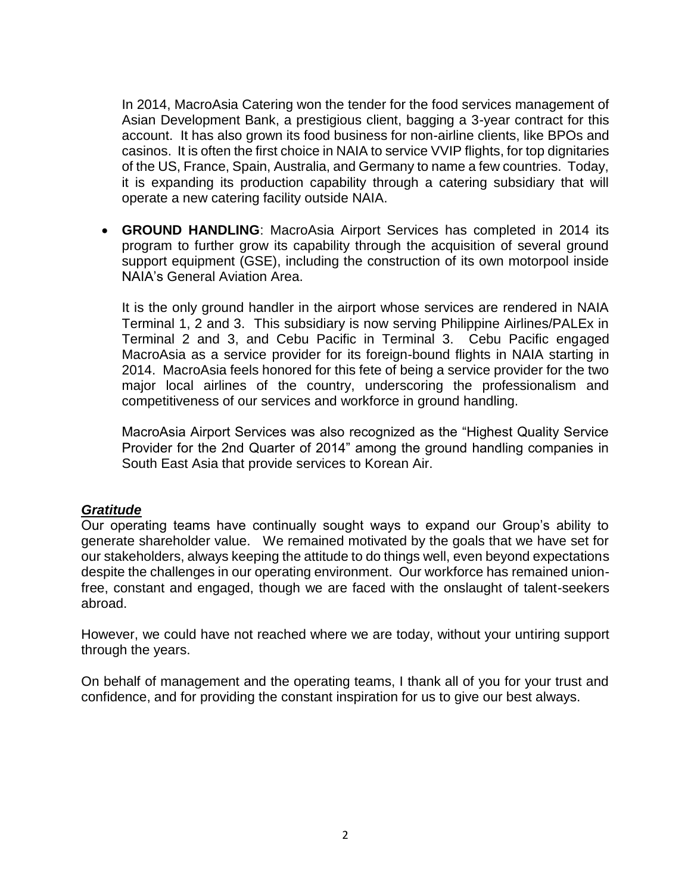In 2014, MacroAsia Catering won the tender for the food services management of Asian Development Bank, a prestigious client, bagging a 3-year contract for this account. It has also grown its food business for non-airline clients, like BPOs and casinos. It is often the first choice in NAIA to service VVIP flights, for top dignitaries of the US, France, Spain, Australia, and Germany to name a few countries. Today, it is expanding its production capability through a catering subsidiary that will operate a new catering facility outside NAIA.

- **GROUND HANDLING**: MacroAsia Airport Services has completed in 2014 its program to further grow its capability through the acquisition of several ground support equipment (GSE), including the construction of its own motorpool inside NAIA's General Aviation Area.

  It is the only ground handler in the airport whose services are rendered in NAIA Terminal 1, 2 and 3. This subsidiary is now serving Philippine Airlines/PALEx in Terminal 2 and 3, and Cebu Pacific in Terminal 3. Cebu Pacific engaged MacroAsia as a service provider for its foreign-bound flights in NAIA starting in 2014. MacroAsia feels honored for this fete of being a service provider for the two major local airlines of the country, underscoring the professionalism and competitiveness of our services and workforce in ground handling.

  MacroAsia Airport Services was also recognized as the "Highest Quality Service Provider for the 2nd Quarter of 2014" among the ground handling companies in South East Asia that provide services to Korean Air.

***Gratitude***

Our operating teams have continually sought ways to expand our Group's ability to generate shareholder value. We remained motivated by the goals that we have set for our stakeholders, always keeping the attitude to do things well, even beyond expectations despite the challenges in our operating environment. Our workforce has remained union-free, constant and engaged, though we are faced with the onslaught of talent-seekers abroad.

However, we could have not reached where we are today, without your untiring support through the years.

On behalf of management and the operating teams, I thank all of you for your trust and confidence, and for providing the constant inspiration for us to give our best always.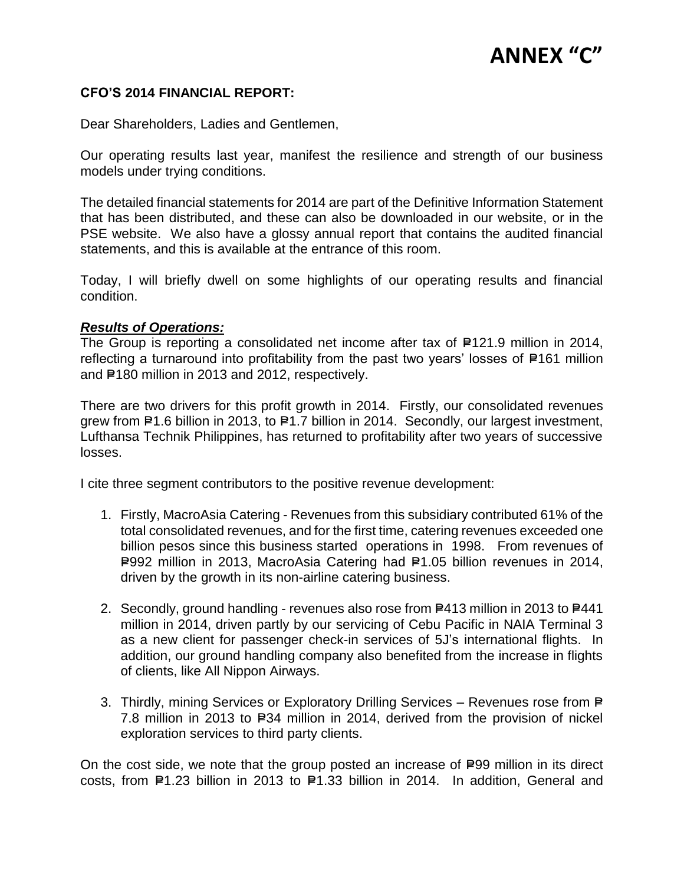# ANNEX "C"

**CFO'S 2014 FINANCIAL REPORT:**

Dear Shareholders, Ladies and Gentlemen,

Our operating results last year, manifest the resilience and strength of our business models under trying conditions.

The detailed financial statements for 2014 are part of the Definitive Information Statement that has been distributed, and these can also be downloaded in our website, or in the PSE website. We also have a glossy annual report that contains the audited financial statements, and this is available at the entrance of this room.

Today, I will briefly dwell on some highlights of our operating results and financial condition.

***Results of Operations:***

The Group is reporting a consolidated net income after tax of ₱121.9 million in 2014, reflecting a turnaround into profitability from the past two years' losses of ₱161 million and ₱180 million in 2013 and 2012, respectively.

There are two drivers for this profit growth in 2014. Firstly, our consolidated revenues grew from ₱1.6 billion in 2013, to ₱1.7 billion in 2014. Secondly, our largest investment, Lufthansa Technik Philippines, has returned to profitability after two years of successive losses.

I cite three segment contributors to the positive revenue development:

1. Firstly, MacroAsia Catering - Revenues from this subsidiary contributed 61% of the total consolidated revenues, and for the first time, catering revenues exceeded one billion pesos since this business started operations in 1998. From revenues of ₱992 million in 2013, MacroAsia Catering had ₱1.05 billion revenues in 2014, driven by the growth in its non-airline catering business.

2. Secondly, ground handling - revenues also rose from ₱413 million in 2013 to ₱441 million in 2014, driven partly by our servicing of Cebu Pacific in NAIA Terminal 3 as a new client for passenger check-in services of 5J's international flights. In addition, our ground handling company also benefited from the increase in flights of clients, like All Nippon Airways.

3. Thirdly, mining Services or Exploratory Drilling Services – Revenues rose from ₱ 7.8 million in 2013 to ₱34 million in 2014, derived from the provision of nickel exploration services to third party clients.

On the cost side, we note that the group posted an increase of ₱99 million in its direct costs, from ₱1.23 billion in 2013 to ₱1.33 billion in 2014. In addition, General and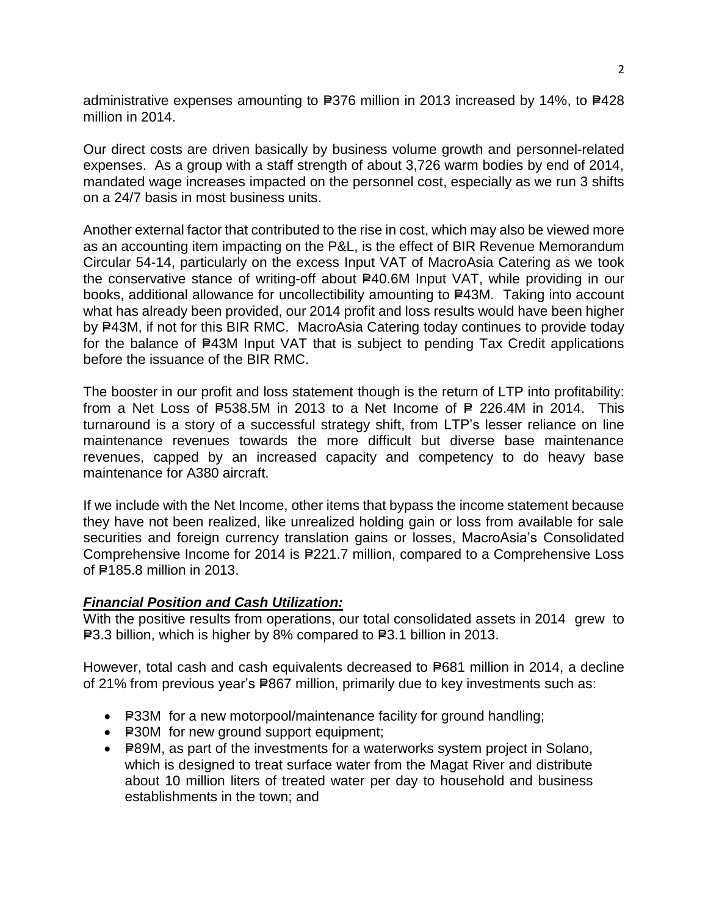administrative expenses amounting to ₱376 million in 2013 increased by 14%, to ₱428 million in 2014.

Our direct costs are driven basically by business volume growth and personnel-related expenses. As a group with a staff strength of about 3,726 warm bodies by end of 2014, mandated wage increases impacted on the personnel cost, especially as we run 3 shifts on a 24/7 basis in most business units.

Another external factor that contributed to the rise in cost, which may also be viewed more as an accounting item impacting on the P&L, is the effect of BIR Revenue Memorandum Circular 54-14, particularly on the excess Input VAT of MacroAsia Catering as we took the conservative stance of writing-off about ₱40.6M Input VAT, while providing in our books, additional allowance for uncollectibility amounting to ₱43M. Taking into account what has already been provided, our 2014 profit and loss results would have been higher by ₱43M, if not for this BIR RMC. MacroAsia Catering today continues to provide today for the balance of ₱43M Input VAT that is subject to pending Tax Credit applications before the issuance of the BIR RMC.

The booster in our profit and loss statement though is the return of LTP into profitability: from a Net Loss of ₱538.5M in 2013 to a Net Income of ₱ 226.4M in 2014. This turnaround is a story of a successful strategy shift, from LTP's lesser reliance on line maintenance revenues towards the more difficult but diverse base maintenance revenues, capped by an increased capacity and competency to do heavy base maintenance for A380 aircraft.

If we include with the Net Income, other items that bypass the income statement because they have not been realized, like unrealized holding gain or loss from available for sale securities and foreign currency translation gains or losses, MacroAsia's Consolidated Comprehensive Income for 2014 is ₱221.7 million, compared to a Comprehensive Loss of ₱185.8 million in 2013.

***Financial Position and Cash Utilization:***

With the positive results from operations, our total consolidated assets in 2014 grew to ₱3.3 billion, which is higher by 8% compared to ₱3.1 billion in 2013.

However, total cash and cash equivalents decreased to ₱681 million in 2014, a decline of 21% from previous year's ₱867 million, primarily due to key investments such as:

- ₱33M for a new motorpool/maintenance facility for ground handling;
- ₱30M for new ground support equipment;
- ₱89M, as part of the investments for a waterworks system project in Solano, which is designed to treat surface water from the Magat River and distribute about 10 million liters of treated water per day to household and business establishments in the town; and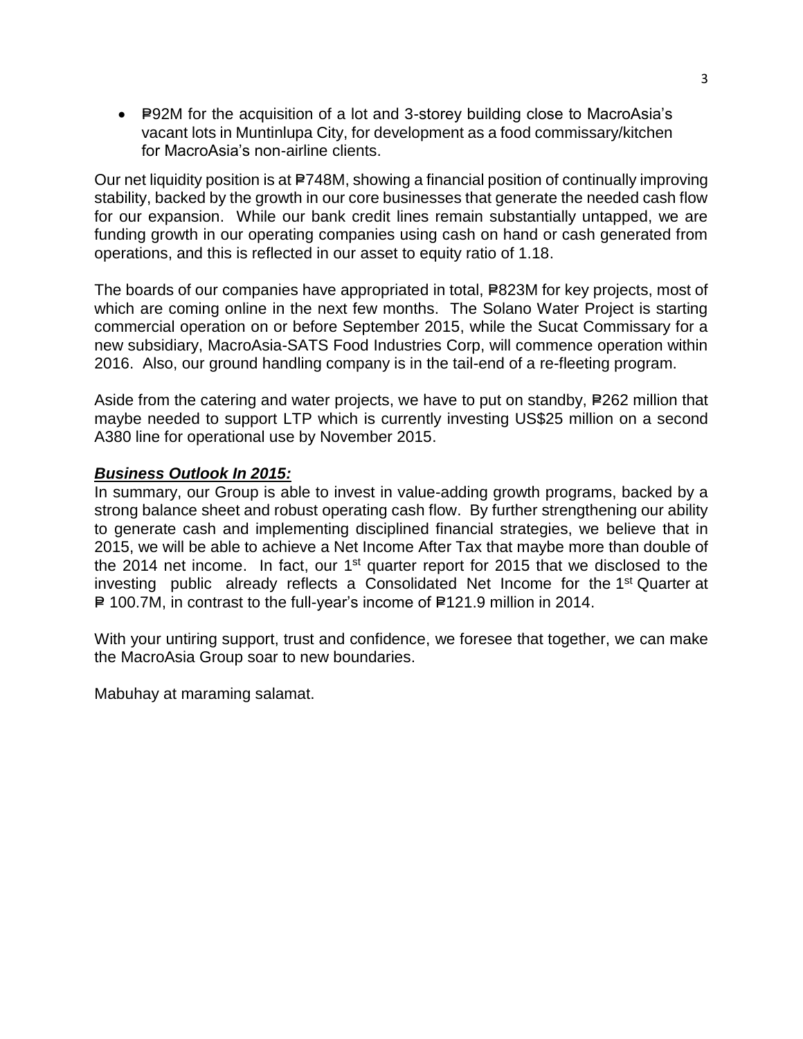- ₱92M for the acquisition of a lot and 3-storey building close to MacroAsia's vacant lots in Muntinlupa City, for development as a food commissary/kitchen for MacroAsia's non-airline clients.

Our net liquidity position is at ₱748M, showing a financial position of continually improving stability, backed by the growth in our core businesses that generate the needed cash flow for our expansion. While our bank credit lines remain substantially untapped, we are funding growth in our operating companies using cash on hand or cash generated from operations, and this is reflected in our asset to equity ratio of 1.18.

The boards of our companies have appropriated in total, ₱823M for key projects, most of which are coming online in the next few months. The Solano Water Project is starting commercial operation on or before September 2015, while the Sucat Commissary for a new subsidiary, MacroAsia-SATS Food Industries Corp, will commence operation within 2016. Also, our ground handling company is in the tail-end of a re-fleeting program.

Aside from the catering and water projects, we have to put on standby, ₱262 million that maybe needed to support LTP which is currently investing US$25 million on a second A380 line for operational use by November 2015.

***<u>Business Outlook In 2015:</u>***

In summary, our Group is able to invest in value-adding growth programs, backed by a strong balance sheet and robust operating cash flow. By further strengthening our ability to generate cash and implementing disciplined financial strategies, we believe that in 2015, we will be able to achieve a Net Income After Tax that maybe more than double of the 2014 net income. In fact, our 1st quarter report for 2015 that we disclosed to the investing public already reflects a Consolidated Net Income for the 1st Quarter at ₱ 100.7M, in contrast to the full-year's income of ₱121.9 million in 2014.

With your untiring support, trust and confidence, we foresee that together, we can make the MacroAsia Group soar to new boundaries.

Mabuhay at maraming salamat.